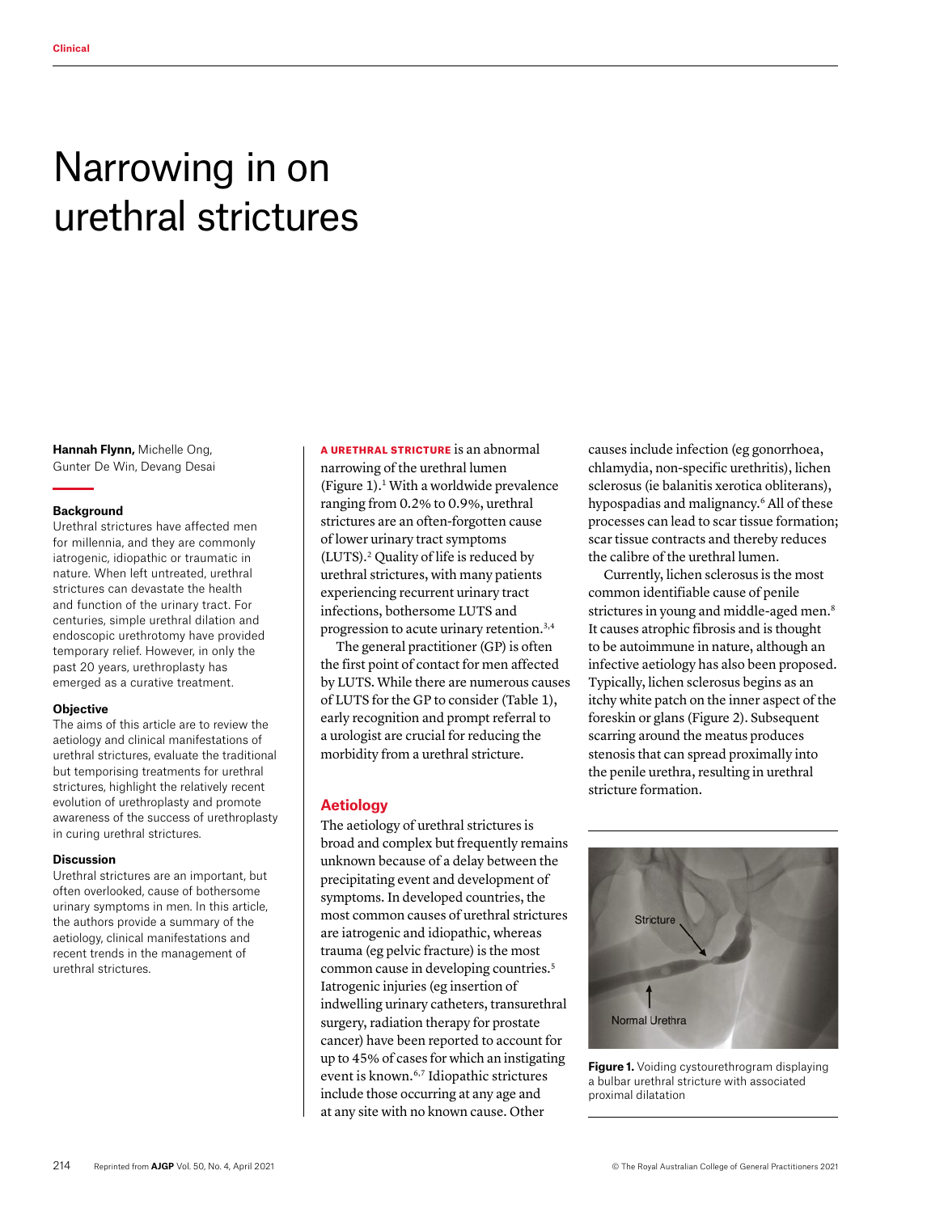Clinical

# Narrowing in on urethral strictures

**Hannah Flynn,** Michelle Ong, Gunter De Win, Devang Desai

### Background

Urethral strictures have affected men for millennia, and they are commonly iatrogenic, idiopathic or traumatic in nature. When left untreated, urethral strictures can devastate the health and function of the urinary tract. For centuries, simple urethral dilation and endoscopic urethrotomy have provided temporary relief. However, in only the past 20 years, urethroplasty has emerged as a curative treatment.

### Objective

The aims of this article are to review the aetiology and clinical manifestations of urethral strictures, evaluate the traditional but temporising treatments for urethral strictures, highlight the relatively recent evolution of urethroplasty and promote awareness of the success of urethroplasty in curing urethral strictures.

### Discussion

Urethral strictures are an important, but often overlooked, cause of bothersome urinary symptoms in men. In this article, the authors provide a summary of the aetiology, clinical manifestations and recent trends in the management of urethral strictures.

**A URETHRAL STRICTURE** is an abnormal narrowing of the urethral lumen (Figure 1).[1] With a worldwide prevalence ranging from 0.2% to 0.9%, urethral strictures are an often-forgotten cause of lower urinary tract symptoms (LUTS).[2] Quality of life is reduced by urethral strictures, with many patients experiencing recurrent urinary tract infections, bothersome LUTS and progression to acute urinary retention.[3,4]

The general practitioner (GP) is often the first point of contact for men affected by LUTS. While there are numerous causes of LUTS for the GP to consider (Table 1), early recognition and prompt referral to a urologist are crucial for reducing the morbidity from a urethral stricture.

## Aetiology

The aetiology of urethral strictures is broad and complex but frequently remains unknown because of a delay between the precipitating event and development of symptoms. In developed countries, the most common causes of urethral strictures are iatrogenic and idiopathic, whereas trauma (eg pelvic fracture) is the most common cause in developing countries.[5] Iatrogenic injuries (eg insertion of indwelling urinary catheters, transurethral surgery, radiation therapy for prostate cancer) have been reported to account for up to 45% of cases for which an instigating event is known.[6,7] Idiopathic strictures include those occurring at any age and at any site with no known cause. Other causes include infection (eg gonorrhoea, chlamydia, non-specific urethritis), lichen sclerosus (ie balanitis xerotica obliterans), hypospadias and malignancy.[6] All of these processes can lead to scar tissue formation; scar tissue contracts and thereby reduces the calibre of the urethral lumen.

Currently, lichen sclerosus is the most common identifiable cause of penile strictures in young and middle-aged men.[8] It causes atrophic fibrosis and is thought to be autoimmune in nature, although an infective aetiology has also been proposed. Typically, lichen sclerosus begins as an itchy white patch on the inner aspect of the foreskin or glans (Figure 2). Subsequent scarring around the meatus produces stenosis that can spread proximally into the penile urethra, resulting in urethral stricture formation.

**Figure 1.** Voiding cystourethrogram displaying a bulbar urethral stricture with associated proximal dilatation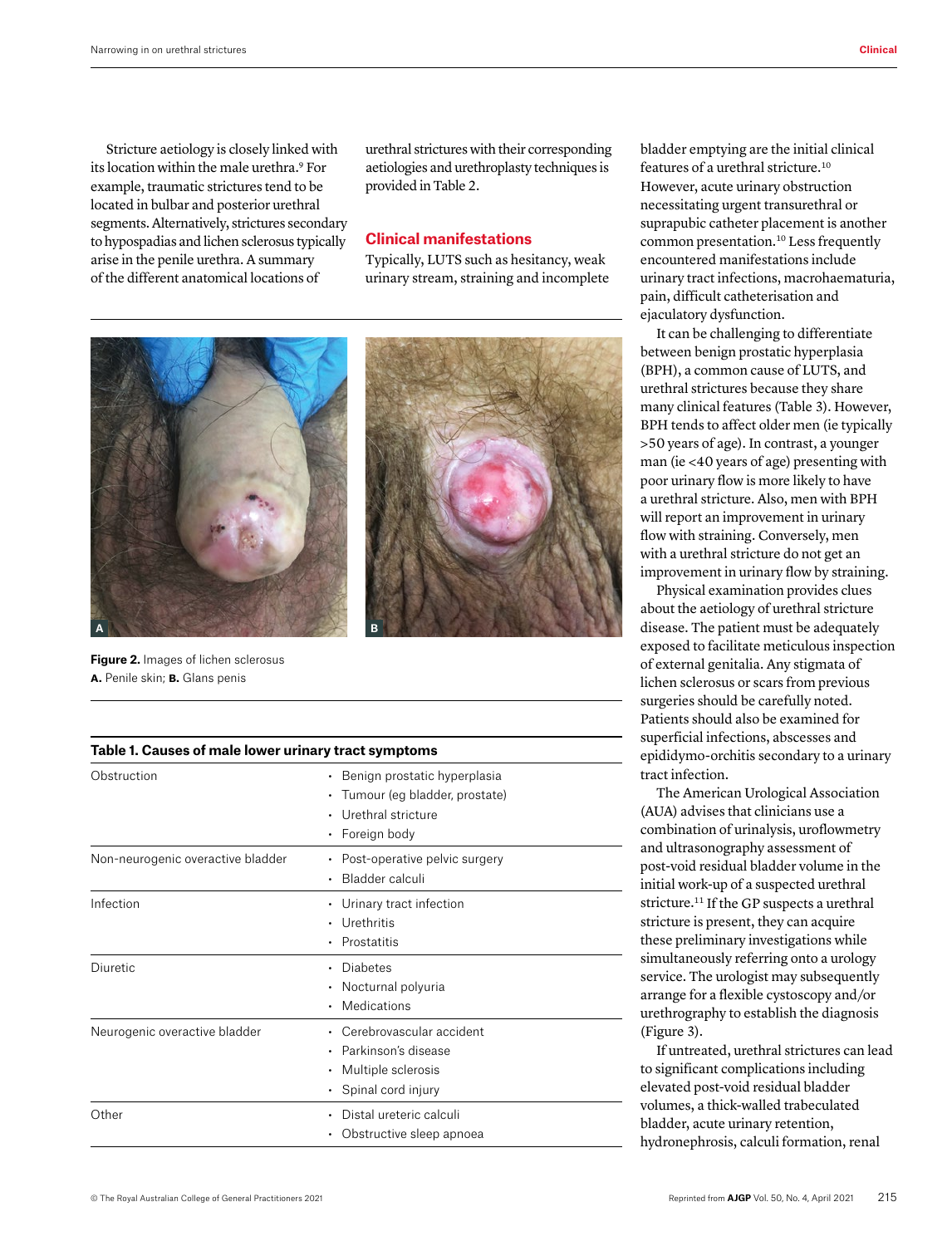Stricture aetiology is closely linked with its location within the male urethra.[9] For example, traumatic strictures tend to be located in bulbar and posterior urethral segments. Alternatively, strictures secondary to hypospadias and lichen sclerosus typically arise in the penile urethra. A summary of the different anatomical locations of urethral strictures with their corresponding aetiologies and urethroplasty techniques is provided in Table 2.

## Clinical manifestations

Typically, LUTS such as hesitancy, weak urinary stream, straining and incomplete bladder emptying are the initial clinical features of a urethral stricture.[10] However, acute urinary obstruction necessitating urgent transurethral or suprapubic catheter placement is another common presentation.[10] Less frequently encountered manifestations include urinary tract infections, macrohaematuria, pain, difficult catheterisation and ejaculatory dysfunction.

It can be challenging to differentiate between benign prostatic hyperplasia (BPH), a common cause of LUTS, and urethral strictures because they share many clinical features (Table 3). However, BPH tends to affect older men (ie typically >50 years of age). In contrast, a younger man (ie <40 years of age) presenting with poor urinary flow is more likely to have a urethral stricture. Also, men with BPH will report an improvement in urinary flow with straining. Conversely, men with a urethral stricture do not get an improvement in urinary flow by straining.

Physical examination provides clues about the aetiology of urethral stricture disease. The patient must be adequately exposed to facilitate meticulous inspection of external genitalia. Any stigmata of lichen sclerosus or scars from previous surgeries should be carefully noted. Patients should also be examined for superficial infections, abscesses and epididymo-orchitis secondary to a urinary tract infection.

The American Urological Association (AUA) advises that clinicians use a combination of urinalysis, uroflowmetry and ultrasonography assessment of post-void residual bladder volume in the initial work-up of a suspected urethral stricture.[11] If the GP suspects a urethral stricture is present, they can acquire these preliminary investigations while simultaneously referring onto a urology service. The urologist may subsequently arrange for a flexible cystoscopy and/or urethrography to establish the diagnosis (Figure 3).

If untreated, urethral strictures can lead to significant complications including elevated post-void residual bladder volumes, a thick-walled trabeculated bladder, acute urinary retention, hydronephrosis, calculi formation, renal

**Figure 2.** Images of lichen sclerosus
**A.** Penile skin; **B.** Glans penis

**Table 1. Causes of male lower urinary tract symptoms**

| | |
|---|---|
| Obstruction | • Benign prostatic hyperplasia<br>• Tumour (eg bladder, prostate)<br>• Urethral stricture<br>• Foreign body |
| Non-neurogenic overactive bladder | • Post-operative pelvic surgery<br>• Bladder calculi |
| Infection | • Urinary tract infection<br>• Urethritis<br>• Prostatitis |
| Diuretic | • Diabetes<br>• Nocturnal polyuria<br>• Medications |
| Neurogenic overactive bladder | • Cerebrovascular accident<br>• Parkinson's disease<br>• Multiple sclerosis<br>• Spinal cord injury |
| Other | • Distal ureteric calculi<br>• Obstructive sleep apnoea |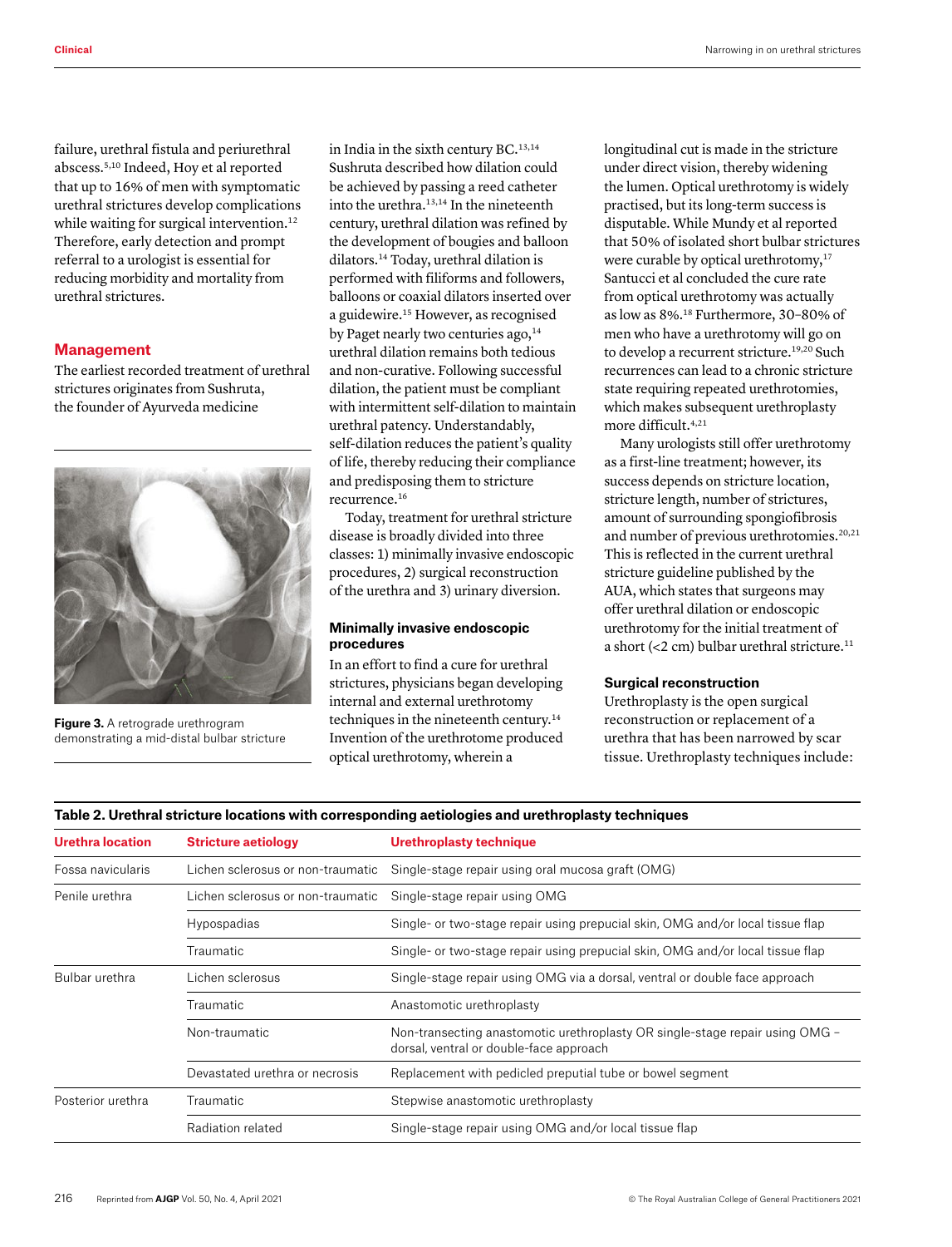failure, urethral fistula and periurethral abscess.[5,10] Indeed, Hoy et al reported that up to 16% of men with symptomatic urethral strictures develop complications while waiting for surgical intervention.[12] Therefore, early detection and prompt referral to a urologist is essential for reducing morbidity and mortality from urethral strictures.

## Management

The earliest recorded treatment of urethral strictures originates from Sushruta, the founder of Ayurveda medicine in India in the sixth century BC.[13,14] Sushruta described how dilation could be achieved by passing a reed catheter into the urethra.[13,14] In the nineteenth century, urethral dilation was refined by the development of bougies and balloon dilators.[14] Today, urethral dilation is performed with filiforms and followers, balloons or coaxial dilators inserted over a guidewire.[15] However, as recognised by Paget nearly two centuries ago,[14] urethral dilation remains both tedious and non-curative. Following successful dilation, the patient must be compliant with intermittent self-dilation to maintain urethral patency. Understandably, self-dilation reduces the patient's quality of life, thereby reducing their compliance and predisposing them to stricture recurrence.[16]

Figure 3. A retrograde urethrogram demonstrating a mid-distal bulbar structure

Today, treatment for urethral stricture disease is broadly divided into three classes: 1) minimally invasive endoscopic procedures, 2) surgical reconstruction of the urethra and 3) urinary diversion.

### Minimally invasive endoscopic procedures

In an effort to find a cure for urethral strictures, physicians began developing internal and external urethrotomy techniques in the nineteenth century.[14] Invention of the urethrotome produced optical urethrotomy, wherein a longitudinal cut is made in the stricture under direct vision, thereby widening the lumen. Optical urethrotomy is widely practised, but its long-term success is disputable. While Mundy et al reported that 50% of isolated short bulbar strictures were curable by optical urethrotomy,[17] Santucci et al concluded the cure rate from optical urethrotomy was actually as low as 8%.[18] Furthermore, 30–80% of men who have a urethrotomy will go on to develop a recurrent stricture.[19,20] Such recurrences can lead to a chronic stricture state requiring repeated urethrotomies, which makes subsequent urethroplasty more difficult.[4,21]

Many urologists still offer urethrotomy as a first-line treatment; however, its success depends on stricture location, stricture length, number of strictures, amount of surrounding spongiofibrosis and number of previous urethrotomies.[20,21] This is reflected in the current urethral stricture guideline published by the AUA, which states that surgeons may offer urethral dilation or endoscopic urethrotomy for the initial treatment of a short (<2 cm) bulbar urethral stricture.[11]

### Surgical reconstruction

Urethroplasty is the open surgical reconstruction or replacement of a urethra that has been narrowed by scar tissue. Urethroplasty techniques include:

**Table 2. Urethral stricture locations with corresponding aetiologies and urethroplasty techniques**

| Urethra location | Stricture aetiology | Urethroplasty technique |
|---|---|---|
| Fossa navicularis | Lichen sclerosus or non-traumatic | Single-stage repair using oral mucosa graft (OMG) |
| Penile urethra | Lichen sclerosus or non-traumatic | Single-stage repair using OMG |
| | Hypospadias | Single- or two-stage repair using prepucial skin, OMG and/or local tissue flap |
| | Traumatic | Single- or two-stage repair using prepucial skin, OMG and/or local tissue flap |
| Bulbar urethra | Lichen sclerosus | Single-stage repair using OMG via a dorsal, ventral or double face approach |
| | Traumatic | Anastomotic urethroplasty |
| | Non-traumatic | Non-transecting anastomotic urethroplasty OR single-stage repair using OMG – dorsal, ventral or double-face approach |
| | Devastated urethra or necrosis | Replacement with pedicled preputial tube or bowel segment |
| Posterior urethra | Traumatic | Stepwise anastomotic urethroplasty |
| | Radiation related | Single-stage repair using OMG and/or local tissue flap |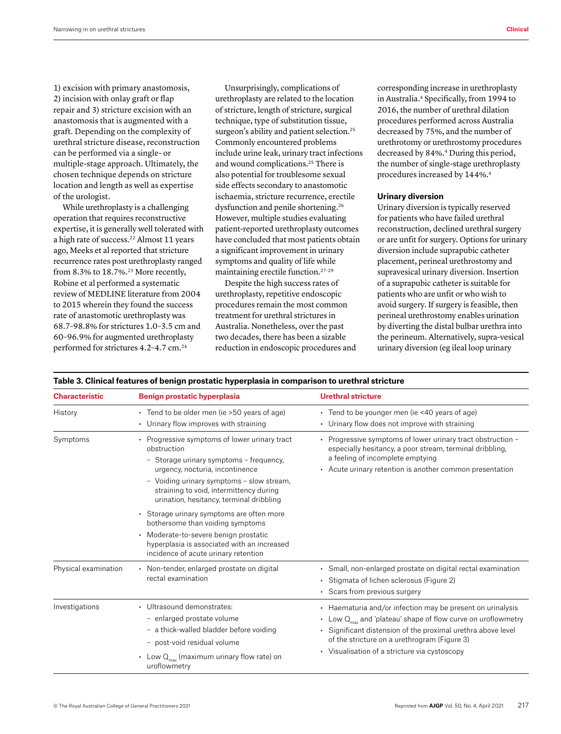1) excision with primary anastomosis, 2) incision with onlay graft or flap repair and 3) stricture excision with an anastomosis that is augmented with a graft. Depending on the complexity of urethral stricture disease, reconstruction can be performed via a single- or multiple-stage approach. Ultimately, the chosen technique depends on stricture location and length as well as expertise of the urologist.

While urethroplasty is a challenging operation that requires reconstructive expertise, it is generally well tolerated with a high rate of success.[22] Almost 11 years ago, Meeks et al reported that stricture recurrence rates post urethroplasty ranged from 8.3% to 18.7%.[23] More recently, Robine et al performed a systematic review of MEDLINE literature from 2004 to 2015 wherein they found the success rate of anastomotic urethroplasty was 68.7–98.8% for strictures 1.0–3.5 cm and 60–96.9% for augmented urethroplasty performed for strictures 4.2–4.7 cm.[24]

Unsurprisingly, complications of urethroplasty are related to the location of stricture, length of stricture, surgical technique, type of substitution tissue, surgeon's ability and patient selection.[25] Commonly encountered problems include urine leak, urinary tract infections and wound complications.[25] There is also potential for troublesome sexual side effects secondary to anastomotic ischaemia, stricture recurrence, erectile dysfunction and penile shortening.[26] However, multiple studies evaluating patient-reported urethroplasty outcomes have concluded that most patients obtain a significant improvement in urinary symptoms and quality of life while maintaining erectile function.[27–29]

Despite the high success rates of urethroplasty, repetitive endoscopic procedures remain the most common treatment for urethral strictures in Australia. Nonetheless, over the past two decades, there has been a sizable reduction in endoscopic procedures and corresponding increase in urethroplasty in Australia.[4] Specifically, from 1994 to 2016, the number of urethral dilation procedures performed across Australia decreased by 75%, and the number of urethrotomy or urethrostomy procedures decreased by 84%.[4] During this period, the number of single-stage urethroplasty procedures increased by 144%.[4]

### Urinary diversion

Urinary diversion is typically reserved for patients who have failed urethral reconstruction, declined urethral surgery or are unfit for surgery. Options for urinary diversion include suprapubic catheter placement, perineal urethrostomy and supravesical urinary diversion. Insertion of a suprapubic catheter is suitable for patients who are unfit or who wish to avoid surgery. If surgery is feasible, then perineal urethrostomy enables urination by diverting the distal bulbar urethra into the perineum. Alternatively, supra-vesical urinary diversion (eg ileal loop urinary

**Table 3. Clinical features of benign prostatic hyperplasia in comparison to urethral stricture**

| Characteristic | Benign prostatic hyperplasia | Urethral stricture |
|---|---|---|
| History | • Tend to be older men (ie >50 years of age)<br>• Urinary flow improves with straining | • Tend to be younger men (ie <40 years of age)<br>• Urinary flow does not improve with straining |
| Symptoms | • Progressive symptoms of lower urinary tract obstruction<br>– Storage urinary symptoms – frequency, urgency, nocturia, incontinence<br>– Voiding urinary symptoms – slow stream, straining to void, intermittency during urination, hesitancy, terminal dribbling<br>• Storage urinary symptoms are often more bothersome than voiding symptoms<br>• Moderate-to-severe benign prostatic hyperplasia is associated with an increased incidence of acute urinary retention | • Progressive symptoms of lower urinary tract obstruction – especially hesitancy, a poor stream, terminal dribbling, a feeling of incomplete emptying<br>• Acute urinary retention is another common presentation |
| Physical examination | • Non-tender, enlarged prostate on digital rectal examination | • Small, non-enlarged prostate on digital rectal examination<br>• Stigmata of lichen sclerosus (Figure 2)<br>• Scars from previous surgery |
| Investigations | • Ultrasound demonstrates:<br>– enlarged prostate volume<br>– a thick-walled bladder before voiding<br>– post-void residual volume<br>• Low $Q_{max}$ (maximum urinary flow rate) on uroflowmetry | • Haematuria and/or infection may be present on urinalysis<br>• Low $Q_{max}$ and 'plateau' shape of flow curve on uroflowmetry<br>• Significant distension of the proximal urethra above level of the stricture on a urethrogram (Figure 3)<br>• Visualisation of a stricture via cystoscopy |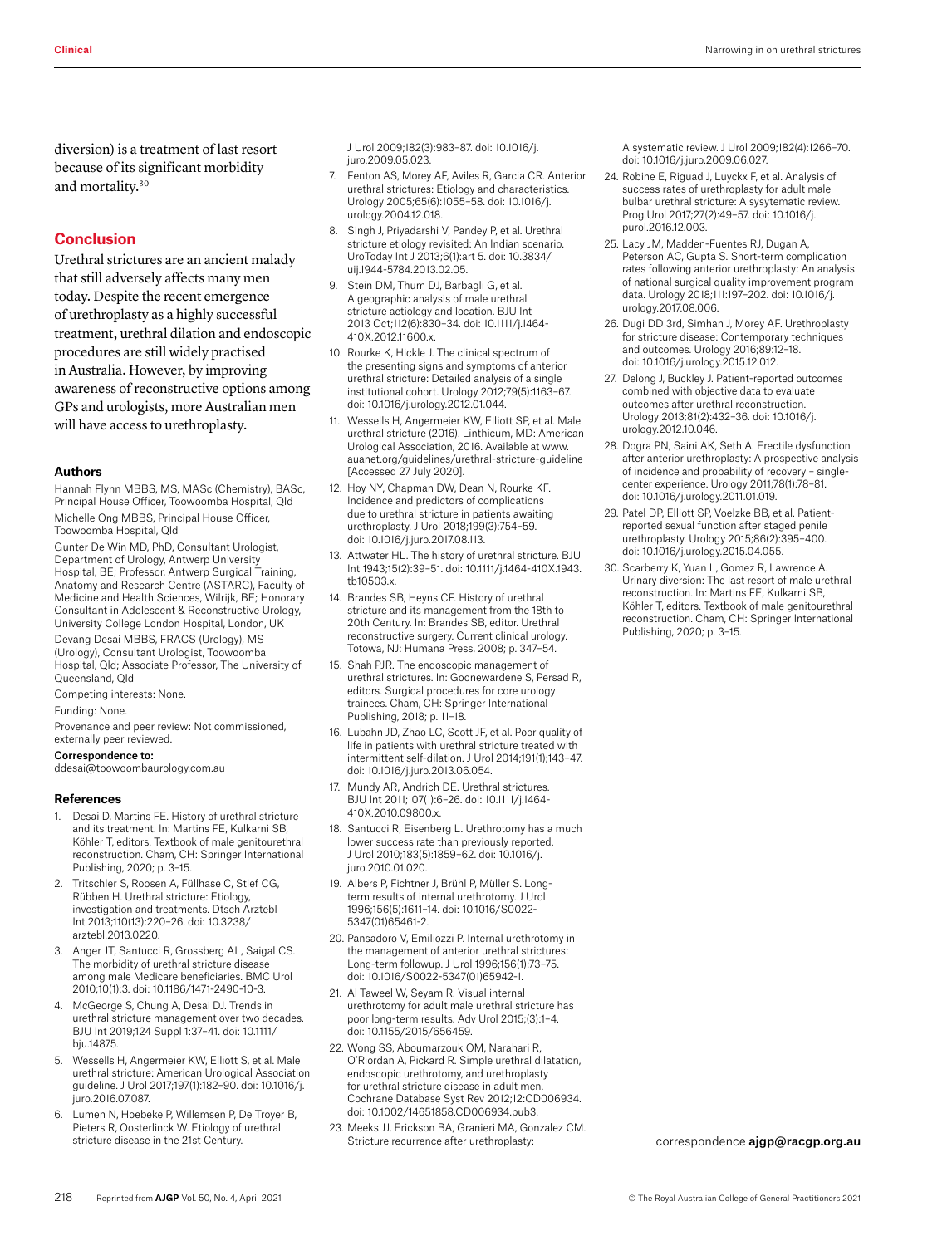diversion) is a treatment of last resort because of its significant morbidity and mortality.[30]

## Conclusion

Urethral strictures are an ancient malady that still adversely affects many men today. Despite the recent emergence of urethroplasty as a highly successful treatment, urethral dilation and endoscopic procedures are still widely practised in Australia. However, by improving awareness of reconstructive options among GPs and urologists, more Australian men will have access to urethroplasty.

### Authors

Hannah Flynn MBBS, MS, MASc (Chemistry), BASc, Principal House Officer, Toowoomba Hospital, Qld

Michelle Ong MBBS, Principal House Officer, Toowoomba Hospital, Qld

Gunter De Win MD, PhD, Consultant Urologist, Department of Urology, Antwerp University Hospital, BE; Professor, Antwerp Surgical Training, Anatomy and Research Centre (ASTARC), Faculty of Medicine and Health Sciences, Wilrijk, BE; Honorary Consultant in Adolescent & Reconstructive Urology, University College London Hospital, London, UK

Devang Desai MBBS, FRACS (Urology), MS (Urology), Consultant Urologist, Toowoomba Hospital, Qld; Associate Professor, The University of Queensland, Qld

Competing interests: None.

Funding: None.

Provenance and peer review: Not commissioned, externally peer reviewed.

**Correspondence to:**
ddesai@toowoombaurology.com.au

### References

1. Desai D, Martins FE. History of urethral stricture and its treatment. In: Martins FE, Kulkarni SB, Köhler T, editors. Textbook of male genitourethral reconstruction. Cham, CH: Springer International Publishing, 2020; p. 3–15.
2. Tritschler S, Roosen A, Füllhase C, Stief CG, Rübben H. Urethral stricture: Etiology, investigation and treatments. Dtsch Arztebl Int 2013;110(13):220–26. doi: 10.3238/arztebl.2013.0220.
3. Anger JT, Santucci R, Grossberg AL, Saigal CS. The morbidity of urethral stricture disease among male Medicare beneficiaries. BMC Urol 2010;10(1):3. doi: 10.1186/1471-2490-10-3.
4. McGeorge S, Chung A, Desai DJ. Trends in urethral stricture management over two decades. BJU Int 2019;124 Suppl 1:37–41. doi: 10.1111/bju.14875.
5. Wessells H, Angermeier KW, Elliott S, et al. Male urethral stricture: American Urological Association guideline. J Urol 2017;197(1):182–90. doi: 10.1016/j.juro.2016.07.087.
6. Lumen N, Hoebeke P, Willemsen P, De Troyer B, Pieters R, Oosterlinck W. Etiology of urethral stricture disease in the 21st Century. J Urol 2009;182(3):983–87. doi: 10.1016/j.juro.2009.05.023.
7. Fenton AS, Morey AF, Aviles R, Garcia CR. Anterior urethral strictures: Etiology and characteristics. Urology 2005;65(6):1055–58. doi: 10.1016/j.urology.2004.12.018.
8. Singh J, Priyadarshi V, Pandey P, et al. Urethral stricture etiology revisited: An Indian scenario. UroToday Int J 2013;6(1):art 5. doi: 10.3834/uij.1944-5784.2013.02.05.
9. Stein DM, Thum DJ, Barbagli G, et al. A geographic analysis of male urethral stricture aetiology and location. BJU Int 2013 Oct;112(6):830–34. doi: 10.1111/j.1464-410X.2012.11600.x.
10. Rourke K, Hickle J. The clinical spectrum of the presenting signs and symptoms of anterior urethral stricture: Detailed analysis of a single institutional cohort. Urology 2012;79(5):1163–67. doi: 10.1016/j.urology.2012.01.044.
11. Wessells H, Angermeier KW, Elliott SP, et al. Male urethral stricture (2016). Linthicum, MD: American Urological Association, 2016. Available at www.auanet.org/guidelines/urethral-stricture-guideline [Accessed 27 July 2020].
12. Hoy NY, Chapman DW, Dean N, Rourke KF. Incidence and predictors of complications due to urethral stricture in patients awaiting urethroplasty. J Urol 2018;199(3):754–59. doi: 10.1016/j.juro.2017.08.113.
13. Attwater HL. The history of urethral stricture. BJU Int 1943;15(2):39–51. doi: 10.1111/j.1464-410X.1943.tb10503.x.
14. Brandes SB, Heyns CF. History of urethral stricture and its management from the 18th to 20th Century. In: Brandes SB, editor. Urethral reconstructive surgery. Current clinical urology. Totowa, NJ: Humana Press, 2008; p. 347–54.
15. Shah PJR. The endoscopic management of urethral strictures. In: Goonewardene S, Persad R, editors. Surgical procedures for core urology trainees. Cham, CH: Springer International Publishing, 2018; p. 11–18.
16. Lubahn JD, Zhao LC, Scott JF, et al. Poor quality of life in patients with urethral stricture treated with intermittent self-dilation. J Urol 2014;191(1);143–47. doi: 10.1016/j.juro.2013.06.054.
17. Mundy AR, Andrich DE. Urethral strictures. BJU Int 2011;107(1):6–26. doi: 10.1111/j.1464-410X.2010.09800.x.
18. Santucci R, Eisenberg L. Urethrotomy has a much lower success rate than previously reported. J Urol 2010;183(5):1859–62. doi: 10.1016/j.juro.2010.01.020.
19. Albers P, Fichtner J, Brühl P, Müller S. Long-term results of internal urethrotomy. J Urol 1996;156(5):1611–14. doi: 10.1016/S0022-5347(01)65461-2.
20. Pansadoro V, Emiliozzi P. Internal urethrotomy in the management of anterior urethral strictures: Long-term followup. J Urol 1996;156(1):73–75. doi: 10.1016/S0022-5347(01)65942-1.
21. Al Taweel W, Seyam R. Visual internal urethrotomy for adult male urethral stricture has poor long-term results. Adv Urol 2015;(3):1–4. doi: 10.1155/2015/656459.
22. Wong SS, Aboumarzouk OM, Narahari R, O'Riordan A, Pickard R. Simple urethral dilatation, endoscopic urethrotomy, and urethroplasty for urethral stricture disease in adult men. Cochrane Database Syst Rev 2012;12:CD006934. doi: 10.1002/14651858.CD006934.pub3.
23. Meeks JJ, Erickson BA, Granieri MA, Gonzalez CM. Stricture recurrence after urethroplasty: A systematic review. J Urol 2009;182(4):1266–70. doi: 10.1016/j.juro.2009.06.027.
24. Robine E, Riguad J, Luyckx F, et al. Analysis of success rates of urethroplasty for adult male bulbar urethral stricture: A sysytematic review. Prog Urol 2017;27(2):49–57. doi: 10.1016/j.purol.2016.12.003.
25. Lacy JM, Madden-Fuentes RJ, Dugan A, Peterson AC, Gupta S. Short-term complication rates following anterior urethroplasty: An analysis of national surgical quality improvement program data. Urology 2018;111:197–202. doi: 10.1016/j.urology.2017.08.006.
26. Dugi DD 3rd, Simhan J, Morey AF. Urethroplasty for stricture disease: Contemporary techniques and outcomes. Urology 2016;89:12–18. doi: 10.1016/j.urology.2015.12.012.
27. Delong J, Buckley J. Patient-reported outcomes combined with objective data to evaluate outcomes after urethral reconstruction. Urology 2013;81(2):432–36. doi: 10.1016/j.urology.2012.10.046.
28. Dogra PN, Saini AK, Seth A. Erectile dysfunction after anterior urethroplasty: A prospective analysis of incidence and probability of recovery – single-center experience. Urology 2011;78(1):78–81. doi: 10.1016/j.urology.2011.01.019.
29. Patel DP, Elliott SP, Voelzke BB, et al. Patient-reported sexual function after staged penile urethroplasty. Urology 2015;86(2):395–400. doi: 10.1016/j.urology.2015.04.055.
30. Scarberry K, Yuan L, Gomez R, Lawrence A. Urinary diversion: The last resort of male urethral reconstruction. In: Martins FE, Kulkarni SB, Köhler T, editors. Textbook of male genitourethral reconstruction. Cham, CH: Springer International Publishing, 2020; p. 3–15.

correspondence **ajgp@racgp.org.au**